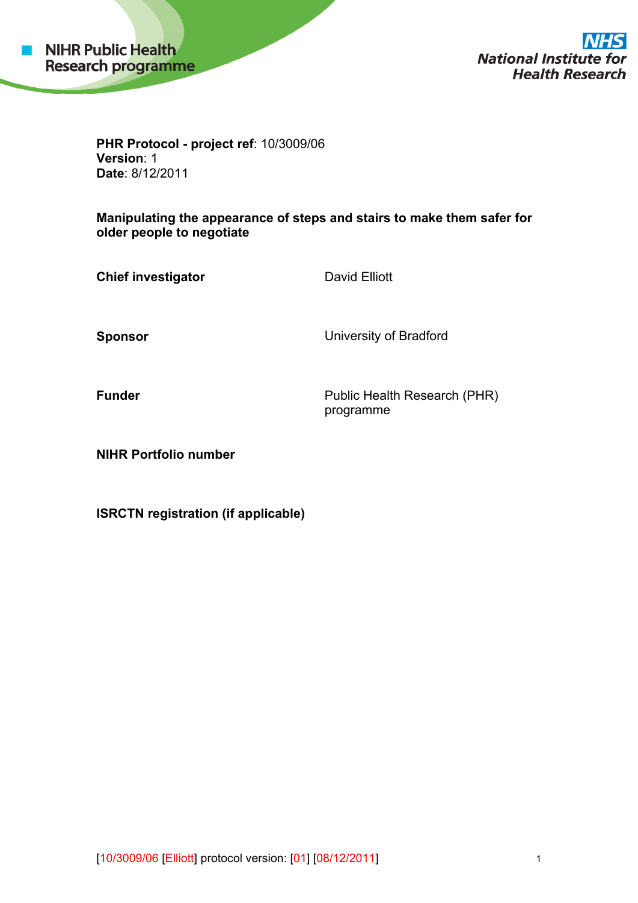NIHR Public Health Research programme

NHS National Institute for Health Research

**PHR Protocol - project ref**: 10/3009/06
**Version**: 1
**Date**: 8/12/2011

**Manipulating the appearance of steps and stairs to make them safer for older people to negotiate**

| | |
|---|---|
| **Chief investigator** | David Elliott |
| **Sponsor** | University of Bradford |
| **Funder** | Public Health Research (PHR) programme |
| **NIHR Portfolio number** | |
| **ISRCTN registration (if applicable)** | |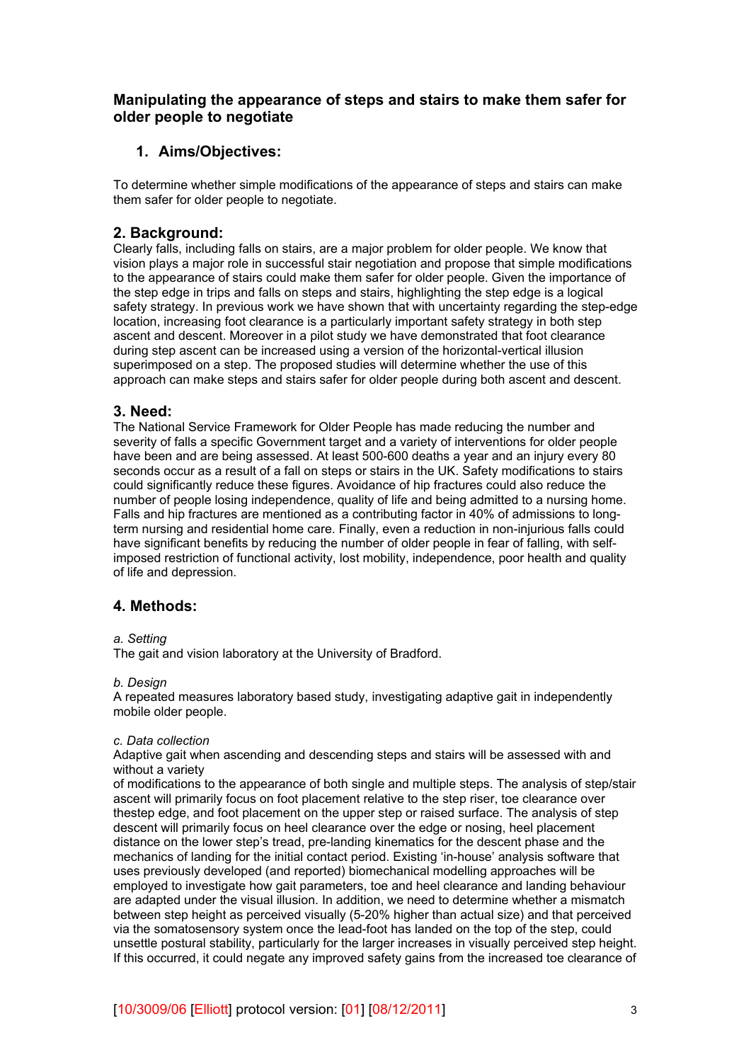## Manipulating the appearance of steps and stairs to make them safer for older people to negotiate

### 1. Aims/Objectives:

To determine whether simple modifications of the appearance of steps and stairs can make them safer for older people to negotiate.

### 2. Background:

Clearly falls, including falls on stairs, are a major problem for older people. We know that vision plays a major role in successful stair negotiation and propose that simple modifications to the appearance of stairs could make them safer for older people. Given the importance of the step edge in trips and falls on steps and stairs, highlighting the step edge is a logical safety strategy. In previous work we have shown that with uncertainty regarding the step-edge location, increasing foot clearance is a particularly important safety strategy in both step ascent and descent. Moreover in a pilot study we have demonstrated that foot clearance during step ascent can be increased using a version of the horizontal-vertical illusion superimposed on a step. The proposed studies will determine whether the use of this approach can make steps and stairs safer for older people during both ascent and descent.

### 3. Need:

The National Service Framework for Older People has made reducing the number and severity of falls a specific Government target and a variety of interventions for older people have been and are being assessed. At least 500-600 deaths a year and an injury every 80 seconds occur as a result of a fall on steps or stairs in the UK. Safety modifications to stairs could significantly reduce these figures. Avoidance of hip fractures could also reduce the number of people losing independence, quality of life and being admitted to a nursing home. Falls and hip fractures are mentioned as a contributing factor in 40% of admissions to long-term nursing and residential home care. Finally, even a reduction in non-injurious falls could have significant benefits by reducing the number of older people in fear of falling, with self-imposed restriction of functional activity, lost mobility, independence, poor health and quality of life and depression.

### 4. Methods:

*a. Setting*
The gait and vision laboratory at the University of Bradford.

*b. Design*
A repeated measures laboratory based study, investigating adaptive gait in independently mobile older people.

*c. Data collection*
Adaptive gait when ascending and descending steps and stairs will be assessed with and without a variety
of modifications to the appearance of both single and multiple steps. The analysis of step/stair ascent will primarily focus on foot placement relative to the step riser, toe clearance over thestep edge, and foot placement on the upper step or raised surface. The analysis of step descent will primarily focus on heel clearance over the edge or nosing, heel placement distance on the lower step's tread, pre-landing kinematics for the descent phase and the mechanics of landing for the initial contact period. Existing 'in-house' analysis software that uses previously developed (and reported) biomechanical modelling approaches will be employed to investigate how gait parameters, toe and heel clearance and landing behaviour are adapted under the visual illusion. In addition, we need to determine whether a mismatch between step height as perceived visually (5-20% higher than actual size) and that perceived via the somatosensory system once the lead-foot has landed on the top of the step, could unsettle postural stability, particularly for the larger increases in visually perceived step height. If this occurred, it could negate any improved safety gains from the increased toe clearance of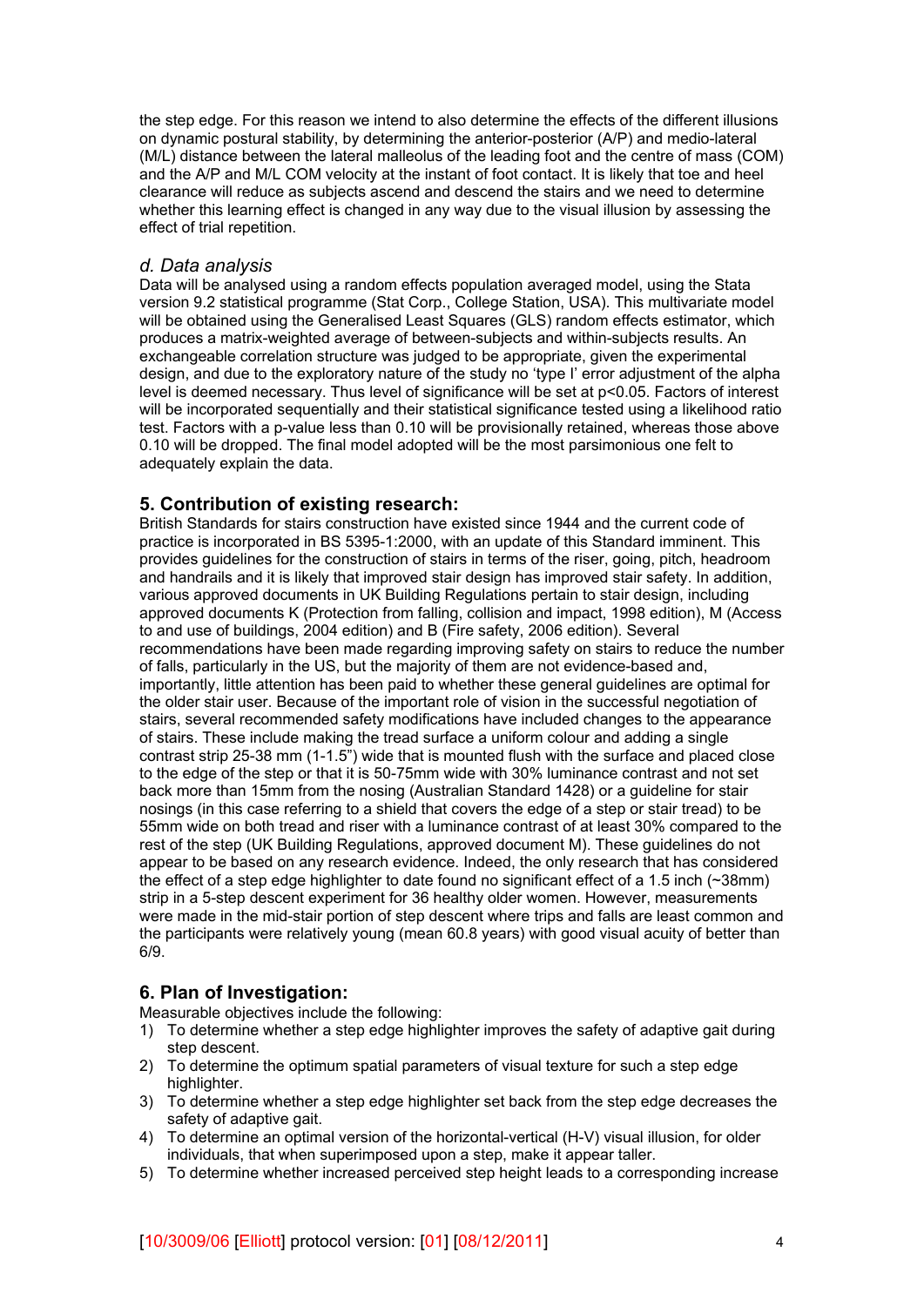the step edge. For this reason we intend to also determine the effects of the different illusions on dynamic postural stability, by determining the anterior-posterior (A/P) and medio-lateral (M/L) distance between the lateral malleolus of the leading foot and the centre of mass (COM) and the A/P and M/L COM velocity at the instant of foot contact. It is likely that toe and heel clearance will reduce as subjects ascend and descend the stairs and we need to determine whether this learning effect is changed in any way due to the visual illusion by assessing the effect of trial repetition.

### *d. Data analysis*

Data will be analysed using a random effects population averaged model, using the Stata version 9.2 statistical programme (Stat Corp., College Station, USA). This multivariate model will be obtained using the Generalised Least Squares (GLS) random effects estimator, which produces a matrix-weighted average of between-subjects and within-subjects results. An exchangeable correlation structure was judged to be appropriate, given the experimental design, and due to the exploratory nature of the study no 'type I' error adjustment of the alpha level is deemed necessary. Thus level of significance will be set at $p<0.05$. Factors of interest will be incorporated sequentially and their statistical significance tested using a likelihood ratio test. Factors with a p-value less than 0.10 will be provisionally retained, whereas those above 0.10 will be dropped. The final model adopted will be the most parsimonious one felt to adequately explain the data.

## 5. Contribution of existing research:

British Standards for stairs construction have existed since 1944 and the current code of practice is incorporated in BS 5395-1:2000, with an update of this Standard imminent. This provides guidelines for the construction of stairs in terms of the riser, going, pitch, headroom and handrails and it is likely that improved stair design has improved stair safety. In addition, various approved documents in UK Building Regulations pertain to stair design, including approved documents K (Protection from falling, collision and impact, 1998 edition), M (Access to and use of buildings, 2004 edition) and B (Fire safety, 2006 edition). Several recommendations have been made regarding improving safety on stairs to reduce the number of falls, particularly in the US, but the majority of them are not evidence-based and, importantly, little attention has been paid to whether these general guidelines are optimal for the older stair user. Because of the important role of vision in the successful negotiation of stairs, several recommended safety modifications have included changes to the appearance of stairs. These include making the tread surface a uniform colour and adding a single contrast strip 25-38 mm (1-1.5") wide that is mounted flush with the surface and placed close to the edge of the step or that it is 50-75mm wide with 30% luminance contrast and not set back more than 15mm from the nosing (Australian Standard 1428) or a guideline for stair nosings (in this case referring to a shield that covers the edge of a step or stair tread) to be 55mm wide on both tread and riser with a luminance contrast of at least 30% compared to the rest of the step (UK Building Regulations, approved document M). These guidelines do not appear to be based on any research evidence. Indeed, the only research that has considered the effect of a step edge highlighter to date found no significant effect of a 1.5 inch (~38mm) strip in a 5-step descent experiment for 36 healthy older women. However, measurements were made in the mid-stair portion of step descent where trips and falls are least common and the participants were relatively young (mean 60.8 years) with good visual acuity of better than 6/9.

## 6. Plan of Investigation:

Measurable objectives include the following:

1) To determine whether a step edge highlighter improves the safety of adaptive gait during step descent.
2) To determine the optimum spatial parameters of visual texture for such a step edge highlighter.
3) To determine whether a step edge highlighter set back from the step edge decreases the safety of adaptive gait.
4) To determine an optimal version of the horizontal-vertical (H-V) visual illusion, for older individuals, that when superimposed upon a step, make it appear taller.
5) To determine whether increased perceived step height leads to a corresponding increase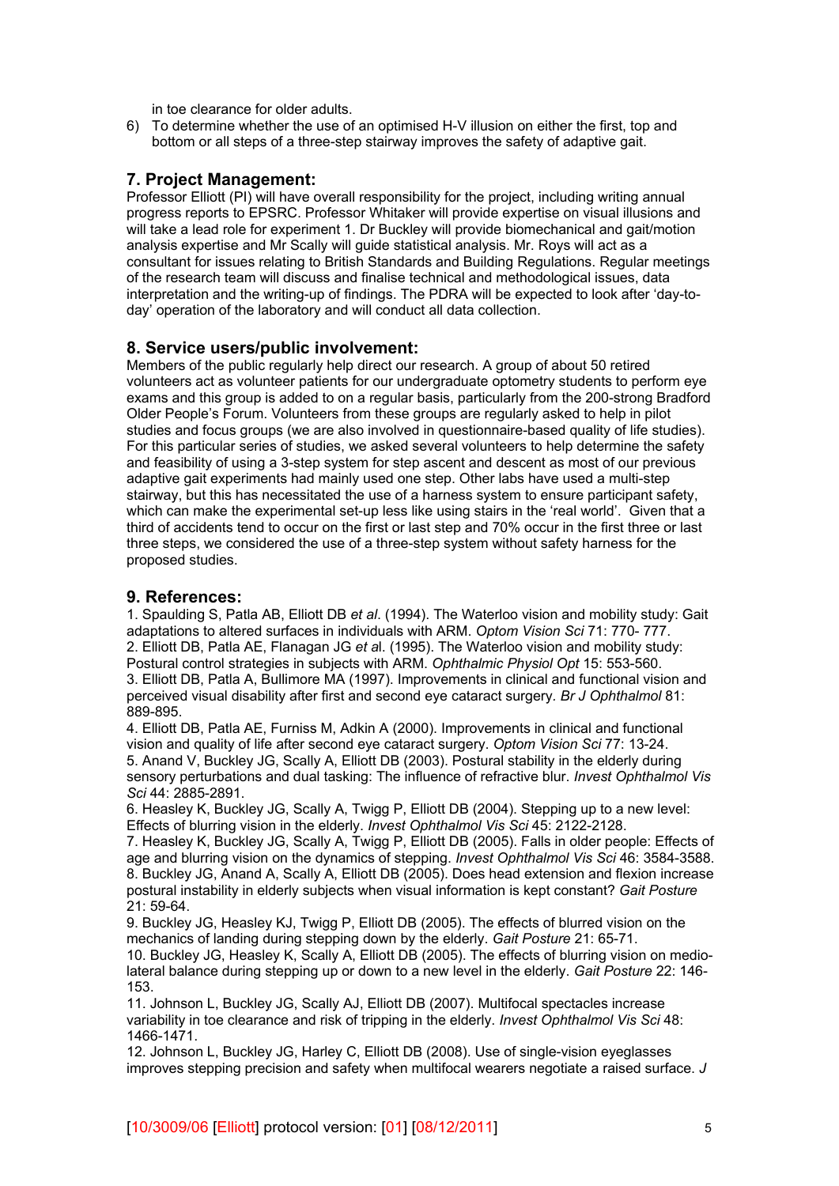in toe clearance for older adults.

6) To determine whether the use of an optimised H-V illusion on either the first, top and bottom or all steps of a three-step stairway improves the safety of adaptive gait.

## 7. Project Management:

Professor Elliott (PI) will have overall responsibility for the project, including writing annual progress reports to EPSRC. Professor Whitaker will provide expertise on visual illusions and will take a lead role for experiment 1. Dr Buckley will provide biomechanical and gait/motion analysis expertise and Mr Scally will guide statistical analysis. Mr. Roys will act as a consultant for issues relating to British Standards and Building Regulations. Regular meetings of the research team will discuss and finalise technical and methodological issues, data interpretation and the writing-up of findings. The PDRA will be expected to look after 'day-to-day' operation of the laboratory and will conduct all data collection.

## 8. Service users/public involvement:

Members of the public regularly help direct our research. A group of about 50 retired volunteers act as volunteer patients for our undergraduate optometry students to perform eye exams and this group is added to on a regular basis, particularly from the 200-strong Bradford Older People's Forum. Volunteers from these groups are regularly asked to help in pilot studies and focus groups (we are also involved in questionnaire-based quality of life studies). For this particular series of studies, we asked several volunteers to help determine the safety and feasibility of using a 3-step system for step ascent and descent as most of our previous adaptive gait experiments had mainly used one step. Other labs have used a multi-step stairway, but this has necessitated the use of a harness system to ensure participant safety, which can make the experimental set-up less like using stairs in the 'real world'. Given that a third of accidents tend to occur on the first or last step and 70% occur in the first three or last three steps, we considered the use of a three-step system without safety harness for the proposed studies.

## 9. References:

1. Spaulding S, Patla AB, Elliott DB *et al*. (1994). The Waterloo vision and mobility study: Gait adaptations to altered surfaces in individuals with ARM. *Optom Vision Sci* 71: 770- 777.
2. Elliott DB, Patla AE, Flanagan JG *et a*l. (1995). The Waterloo vision and mobility study: Postural control strategies in subjects with ARM. *Ophthalmic Physiol Opt* 15: 553-560.
3. Elliott DB, Patla A, Bullimore MA (1997). Improvements in clinical and functional vision and perceived visual disability after first and second eye cataract surgery. *Br J Ophthalmol* 81: 889-895.
4. Elliott DB, Patla AE, Furniss M, Adkin A (2000). Improvements in clinical and functional vision and quality of life after second eye cataract surgery. *Optom Vision Sci* 77: 13-24.
5. Anand V, Buckley JG, Scally A, Elliott DB (2003). Postural stability in the elderly during sensory perturbations and dual tasking: The influence of refractive blur. *Invest Ophthalmol Vis Sci* 44: 2885-2891.
6. Heasley K, Buckley JG, Scally A, Twigg P, Elliott DB (2004). Stepping up to a new level: Effects of blurring vision in the elderly. *Invest Ophthalmol Vis Sci* 45: 2122-2128.
7. Heasley K, Buckley JG, Scally A, Twigg P, Elliott DB (2005). Falls in older people: Effects of age and blurring vision on the dynamics of stepping. *Invest Ophthalmol Vis Sci* 46: 3584-3588.
8. Buckley JG, Anand A, Scally A, Elliott DB (2005). Does head extension and flexion increase postural instability in elderly subjects when visual information is kept constant? *Gait Posture* 21: 59-64.
9. Buckley JG, Heasley KJ, Twigg P, Elliott DB (2005). The effects of blurred vision on the mechanics of landing during stepping down by the elderly. *Gait Posture* 21: 65-71.
10. Buckley JG, Heasley K, Scally A, Elliott DB (2005). The effects of blurring vision on medio-lateral balance during stepping up or down to a new level in the elderly. *Gait Posture* 22: 146-153.
11. Johnson L, Buckley JG, Scally AJ, Elliott DB (2007). Multifocal spectacles increase variability in toe clearance and risk of tripping in the elderly. *Invest Ophthalmol Vis Sci* 48: 1466-1471.
12. Johnson L, Buckley JG, Harley C, Elliott DB (2008). Use of single-vision eyeglasses improves stepping precision and safety when multifocal wearers negotiate a raised surface. *J*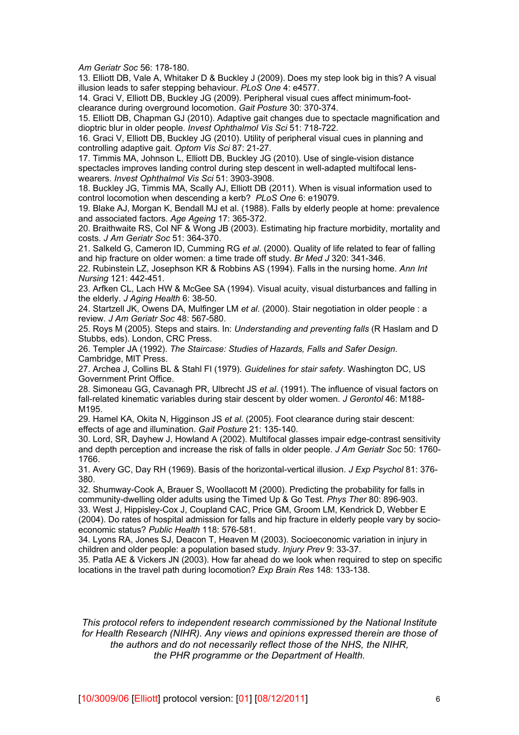*Am Geriatr Soc* 56: 178-180.

13. Elliott DB, Vale A, Whitaker D & Buckley J (2009). Does my step look big in this? A visual illusion leads to safer stepping behaviour. *PLoS One* 4: e4577.

14. Graci V, Elliott DB, Buckley JG (2009). Peripheral visual cues affect minimum-foot-clearance during overground locomotion. *Gait Posture* 30: 370-374.

15. Elliott DB, Chapman GJ (2010). Adaptive gait changes due to spectacle magnification and dioptric blur in older people. *Invest Ophthalmol Vis Sci* 51: 718-722.

16. Graci V, Elliott DB, Buckley JG (2010). Utility of peripheral visual cues in planning and controlling adaptive gait. *Optom Vis Sci* 87: 21-27.

17. Timmis MA, Johnson L, Elliott DB, Buckley JG (2010). Use of single-vision distance spectacles improves landing control during step descent in well-adapted multifocal lens-wearers. *Invest Ophthalmol Vis Sci* 51: 3903-3908.

18. Buckley JG, Timmis MA, Scally AJ, Elliott DB (2011). When is visual information used to control locomotion when descending a kerb? *PLoS One* 6: e19079.

19. Blake AJ, Morgan K, Bendall MJ et al. (1988). Falls by elderly people at home: prevalence and associated factors. *Age Ageing* 17: 365-372.

20. Braithwaite RS, Col NF & Wong JB (2003). Estimating hip fracture morbidity, mortality and costs. *J Am Geriatr Soc* 51: 364-370.

21. Salkeld G, Cameron ID, Cumming RG *et al*. (2000). Quality of life related to fear of falling and hip fracture on older women: a time trade off study. *Br Med J* 320: 341-346.

22. Rubinstein LZ, Josephson KR & Robbins AS (1994). Falls in the nursing home. *Ann Int Nursing* 121: 442-451.

23. Arfken CL, Lach HW & McGee SA (1994). Visual acuity, visual disturbances and falling in the elderly. *J Aging Health* 6: 38-50.

24. Startzell JK, Owens DA, Mulfinger LM *et al*. (2000). Stair negotiation in older people : a review. *J Am Geriatr Soc* 48: 567-580.

25. Roys M (2005). Steps and stairs. In: *Understanding and preventing falls* (R Haslam and D Stubbs, eds). London, CRC Press.

26. Templer JA (1992). *The Staircase: Studies of Hazards, Falls and Safer Design*. Cambridge, MIT Press.

27. Archea J, Collins BL & Stahl FI (1979). *Guidelines for stair safety*. Washington DC, US Government Print Office.

28. Simoneau GG, Cavanagh PR, Ulbrecht JS *et al*. (1991). The influence of visual factors on fall-related kinematic variables during stair descent by older women. *J Gerontol* 46: M188-M195.

29. Hamel KA, Okita N, Higginson JS *et al*. (2005). Foot clearance during stair descent: effects of age and illumination. *Gait Posture* 21: 135-140.

30. Lord, SR, Dayhew J, Howland A (2002). Multifocal glasses impair edge-contrast sensitivity and depth perception and increase the risk of falls in older people. *J Am Geriatr Soc* 50: 1760-1766.

31. Avery GC, Day RH (1969). Basis of the horizontal-vertical illusion. *J Exp Psychol* 81: 376-380.

32. Shumway-Cook A, Brauer S, Woollacott M (2000). Predicting the probability for falls in community-dwelling older adults using the Timed Up & Go Test. *Phys Ther* 80: 896-903.

33. West J, Hippisley-Cox J, Coupland CAC, Price GM, Groom LM, Kendrick D, Webber E (2004). Do rates of hospital admission for falls and hip fracture in elderly people vary by socio-economic status? *Public Health* 118: 576-581.

34. Lyons RA, Jones SJ, Deacon T, Heaven M (2003). Socioeconomic variation in injury in children and older people: a population based study. *Injury Prev* 9: 33-37.

35. Patla AE & Vickers JN (2003). How far ahead do we look when required to step on specific locations in the travel path during locomotion? *Exp Brain Res* 148: 133-138.

*This protocol refers to independent research commissioned by the National Institute for Health Research (NIHR). Any views and opinions expressed therein are those of the authors and do not necessarily reflect those of the NHS, the NIHR, the PHR programme or the Department of Health.*

[10/3009/06 [Elliott] protocol version: [01] [08/12/2011]